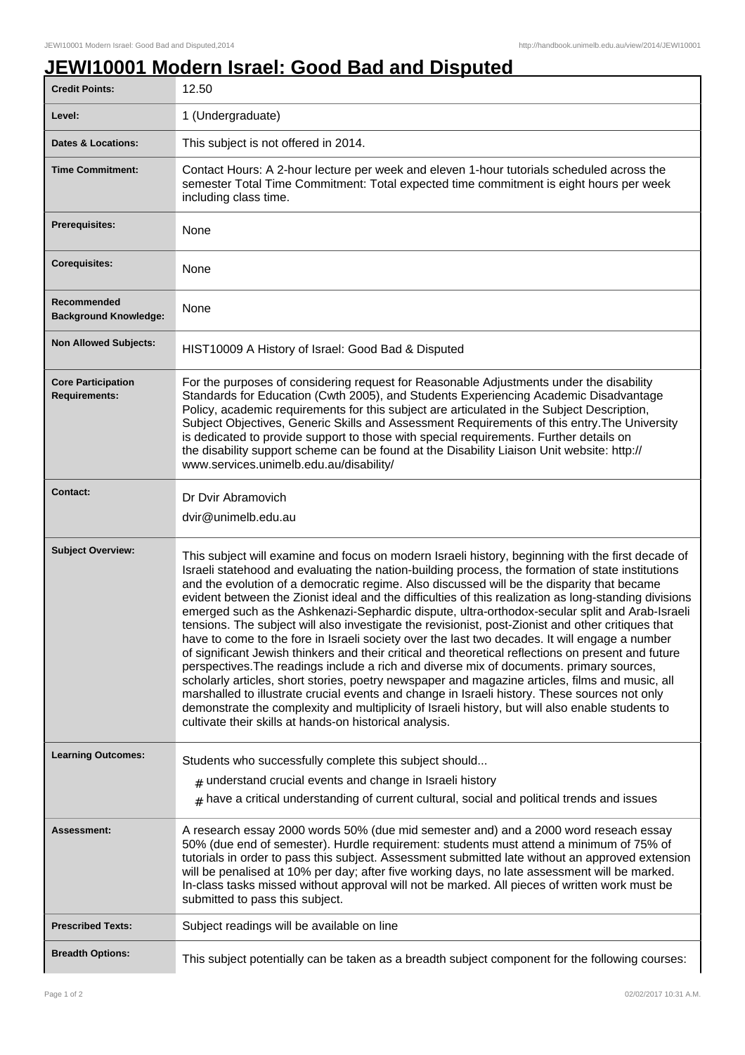# JEWI10001 Modern Israel: Good Bad and Disputed

| | |
|---|---|
| **Credit Points:** | 12.50 |
| **Level:** | 1 (Undergraduate) |
| **Dates & Locations:** | This subject is not offered in 2014. |
| **Time Commitment:** | Contact Hours: A 2-hour lecture per week and eleven 1-hour tutorials scheduled across the semester Total Time Commitment: Total expected time commitment is eight hours per week including class time. |
| **Prerequisites:** | None |
| **Corequisites:** | None |
| **Recommended Background Knowledge:** | None |
| **Non Allowed Subjects:** | HIST10009 A History of Israel: Good Bad & Disputed |
| **Core Participation Requirements:** | For the purposes of considering request for Reasonable Adjustments under the disability Standards for Education (Cwth 2005), and Students Experiencing Academic Disadvantage Policy, academic requirements for this subject are articulated in the Subject Description, Subject Objectives, Generic Skills and Assessment Requirements of this entry.The University is dedicated to provide support to those with special requirements. Further details on the disability support scheme can be found at the Disability Liaison Unit website: http://www.services.unimelb.edu.au/disability/ |
| **Contact:** | Dr Dvir Abramovich<br>dvir@unimelb.edu.au |
| **Subject Overview:** | This subject will examine and focus on modern Israeli history, beginning with the first decade of Israeli statehood and evaluating the nation-building process, the formation of state institutions and the evolution of a democratic regime. Also discussed will be the disparity that became evident between the Zionist ideal and the difficulties of this realization as long-standing divisions emerged such as the Ashkenazi-Sephardic dispute, ultra-orthodox-secular split and Arab-Israeli tensions. The subject will also investigate the revisionist, post-Zionist and other critiques that have to come to the fore in Israeli society over the last two decades. It will engage a number of significant Jewish thinkers and their critical and theoretical reflections on present and future perspectives.The readings include a rich and diverse mix of documents. primary sources, scholarly articles, short stories, poetry newspaper and magazine articles, films and music, all marshalled to illustrate crucial events and change in Israeli history. These sources not only demonstrate the complexity and multiplicity of Israeli history, but will also enable students to cultivate their skills at hands-on historical analysis. |
| **Learning Outcomes:** | Students who successfully complete this subject should...<br># understand crucial events and change in Israeli history<br># have a critical understanding of current cultural, social and political trends and issues |
| **Assessment:** | A research essay 2000 words 50% (due mid semester and) and a 2000 word reseach essay 50% (due end of semester). Hurdle requirement: students must attend a minimum of 75% of tutorials in order to pass this subject. Assessment submitted late without an approved extension will be penalised at 10% per day; after five working days, no late assessment will be marked. In-class tasks missed without approval will not be marked. All pieces of written work must be submitted to pass this subject. |
| **Prescribed Texts:** | Subject readings will be available on line |
| **Breadth Options:** | This subject potentially can be taken as a breadth subject component for the following courses: |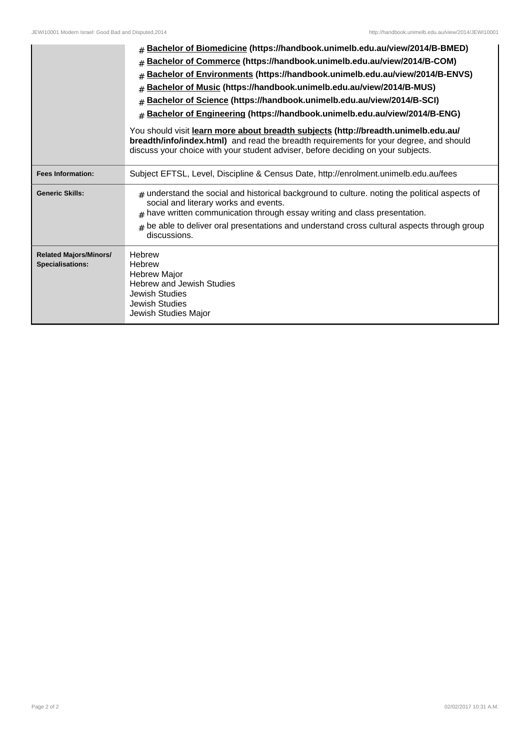| | |
|---|---|
| | # **Bachelor of Biomedicine (https://handbook.unimelb.edu.au/view/2014/B-BMED)**<br># **Bachelor of Commerce (https://handbook.unimelb.edu.au/view/2014/B-COM)**<br># **Bachelor of Environments (https://handbook.unimelb.edu.au/view/2014/B-ENVS)**<br># **Bachelor of Music (https://handbook.unimelb.edu.au/view/2014/B-MUS)**<br># **Bachelor of Science (https://handbook.unimelb.edu.au/view/2014/B-SCI)**<br># **Bachelor of Engineering (https://handbook.unimelb.edu.au/view/2014/B-ENG)**<br><br>You should visit **learn more about breadth subjects (http://breadth.unimelb.edu.au/breadth/info/index.html)** and read the breadth requirements for your degree, and should discuss your choice with your student adviser, before deciding on your subjects. |
| **Fees Information:** | Subject EFTSL, Level, Discipline & Census Date, http://enrolment.unimelb.edu.au/fees |
| **Generic Skills:** | # understand the social and historical background to culture. noting the political aspects of social and literary works and events.<br># have written communication through essay writing and class presentation.<br># be able to deliver oral presentations and understand cross cultural aspects through group discussions. |
| **Related Majors/Minors/ Specialisations:** | Hebrew<br>Hebrew<br>Hebrew Major<br>Hebrew and Jewish Studies<br>Jewish Studies<br>Jewish Studies<br>Jewish Studies Major |